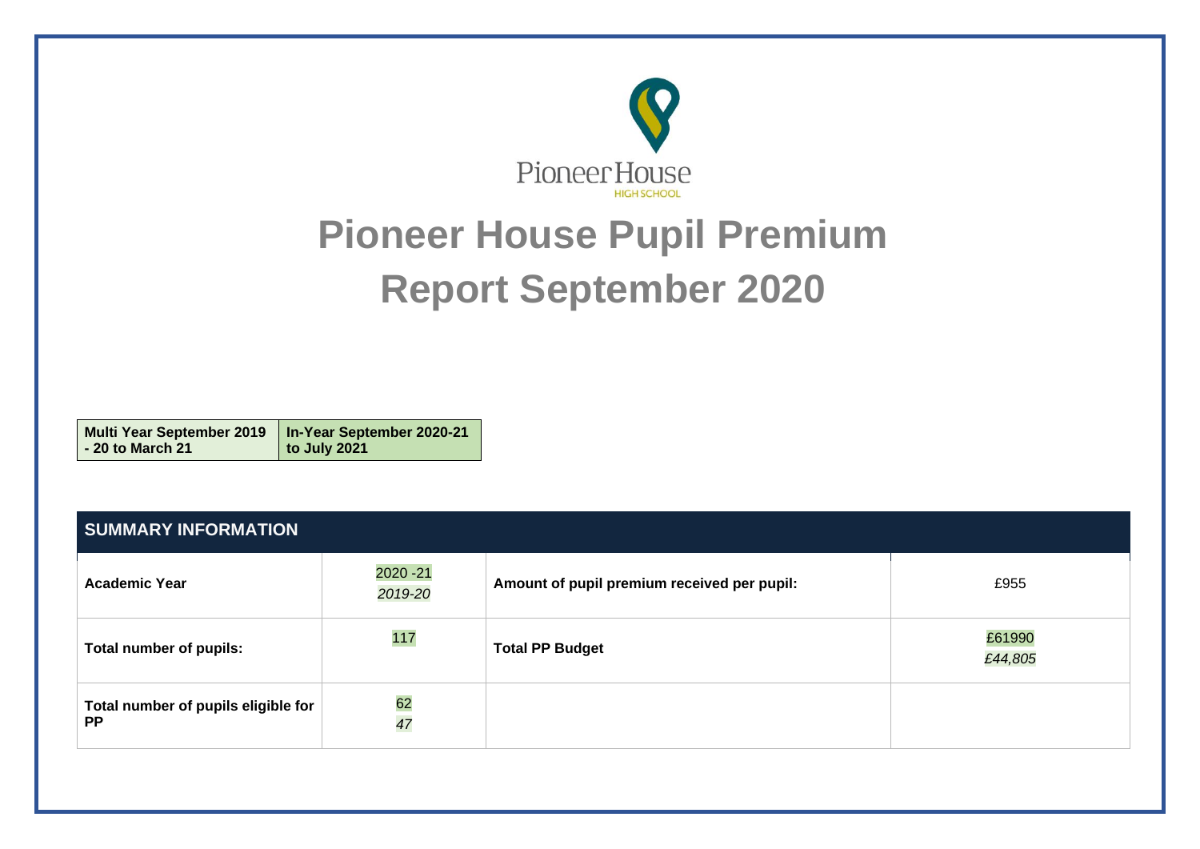Pioneer House
HIGH SCHOOL

# Pioneer House Pupil Premium Report September 2020

| Multi Year September 2019 - 20 to March 21 | In-Year September 2020-21 to July 2021 |
|---|---|

| SUMMARY INFORMATION | | | |
|---|---|---|---|
| **Academic Year** | 2020 -21<br>*2019-20* | **Amount of pupil premium received per pupil:** | £955 |
| **Total number of pupils:** | 117 | **Total PP Budget** | £61990<br>*£44,805* |
| **Total number of pupils eligible for PP** | 62<br>*47* | | |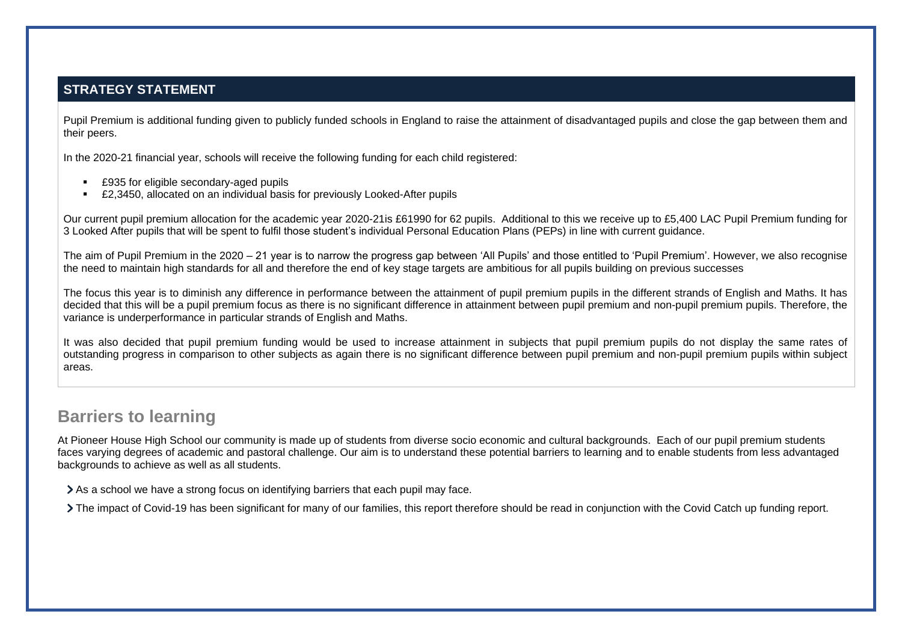## STRATEGY STATEMENT

Pupil Premium is additional funding given to publicly funded schools in England to raise the attainment of disadvantaged pupils and close the gap between them and their peers.

In the 2020-21 financial year, schools will receive the following funding for each child registered:

- £935 for eligible secondary-aged pupils
- £2,3450, allocated on an individual basis for previously Looked-After pupils

Our current pupil premium allocation for the academic year 2020-21is £61990 for 62 pupils. Additional to this we receive up to £5,400 LAC Pupil Premium funding for 3 Looked After pupils that will be spent to fulfil those student's individual Personal Education Plans (PEPs) in line with current guidance.

The aim of Pupil Premium in the 2020 – 21 year is to narrow the progress gap between 'All Pupils' and those entitled to 'Pupil Premium'. However, we also recognise the need to maintain high standards for all and therefore the end of key stage targets are ambitious for all pupils building on previous successes

The focus this year is to diminish any difference in performance between the attainment of pupil premium pupils in the different strands of English and Maths. It has decided that this will be a pupil premium focus as there is no significant difference in attainment between pupil premium and non-pupil premium pupils. Therefore, the variance is underperformance in particular strands of English and Maths.

It was also decided that pupil premium funding would be used to increase attainment in subjects that pupil premium pupils do not display the same rates of outstanding progress in comparison to other subjects as again there is no significant difference between pupil premium and non-pupil premium pupils within subject areas.

## Barriers to learning

At Pioneer House High School our community is made up of students from diverse socio economic and cultural backgrounds. Each of our pupil premium students faces varying degrees of academic and pastoral challenge. Our aim is to understand these potential barriers to learning and to enable students from less advantaged backgrounds to achieve as well as all students.

- As a school we have a strong focus on identifying barriers that each pupil may face.
- The impact of Covid-19 has been significant for many of our families, this report therefore should be read in conjunction with the Covid Catch up funding report.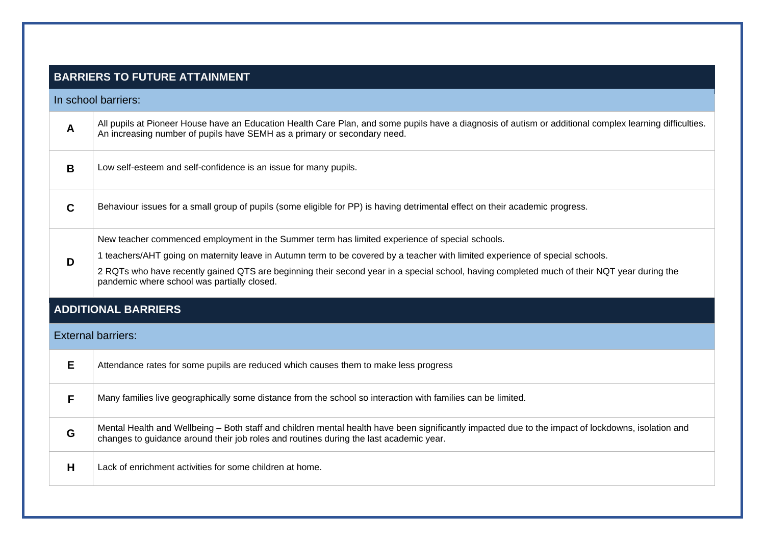| BARRIERS TO FUTURE ATTAINMENT | |
|---|---|
| **In school barriers:** | |
| **A** | All pupils at Pioneer House have an Education Health Care Plan, and some pupils have a diagnosis of autism or additional complex learning difficulties. An increasing number of pupils have SEMH as a primary or secondary need. |
| **B** | Low self-esteem and self-confidence is an issue for many pupils. |
| **C** | Behaviour issues for a small group of pupils (some eligible for PP) is having detrimental effect on their academic progress. |
| **D** | New teacher commenced employment in the Summer term has limited experience of special schools.<br>1 teachers/AHT going on maternity leave in Autumn term to be covered by a teacher with limited experience of special schools.<br>2 RQTs who have recently gained QTS are beginning their second year in a special school, having completed much of their NQT year during the pandemic where school was partially closed. |

| ADDITIONAL BARRIERS | |
|---|---|
| **External barriers:** | |
| **E** | Attendance rates for some pupils are reduced which causes them to make less progress |
| **F** | Many families live geographically some distance from the school so interaction with families can be limited. |
| **G** | Mental Health and Wellbeing – Both staff and children mental health have been significantly impacted due to the impact of lockdowns, isolation and changes to guidance around their job roles and routines during the last academic year. |
| **H** | Lack of enrichment activities for some children at home. |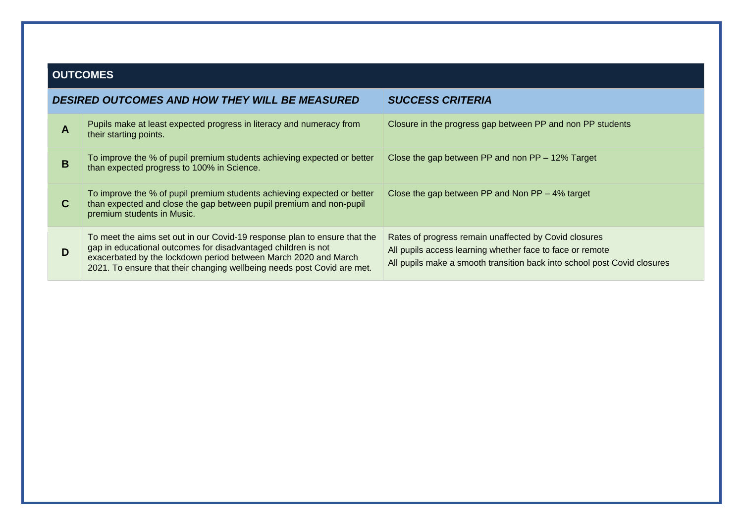## OUTCOMES

| | *DESIRED OUTCOMES AND HOW THEY WILL BE MEASURED* | *SUCCESS CRITERIA* |
|---|---|---|
| **A** | Pupils make at least expected progress in literacy and numeracy from their starting points. | Closure in the progress gap between PP and non PP students |
| **B** | To improve the % of pupil premium students achieving expected or better than expected progress to 100% in Science. | Close the gap between PP and non PP – 12% Target |
| **C** | To improve the % of pupil premium students achieving expected or better than expected and close the gap between pupil premium and non-pupil premium students in Music. | Close the gap between PP and Non PP – 4% target |
| **D** | To meet the aims set out in our Covid-19 response plan to ensure that the gap in educational outcomes for disadvantaged children is not exacerbated by the lockdown period between March 2020 and March 2021. To ensure that their changing wellbeing needs post Covid are met. | Rates of progress remain unaffected by Covid closures<br>All pupils access learning whether face to face or remote<br>All pupils make a smooth transition back into school post Covid closures |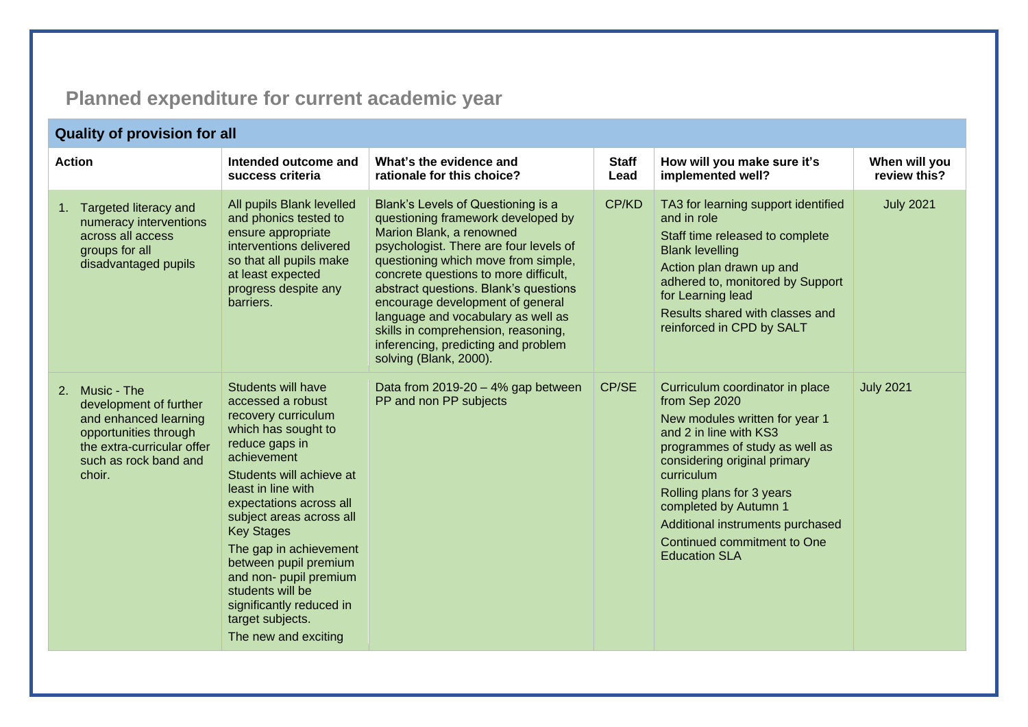## Planned expenditure for current academic year

| Quality of provision for all | | | | | |
|---|---|---|---|---|---|
| **Action** | **Intended outcome and success criteria** | **What's the evidence and rationale for this choice?** | **Staff Lead** | **How will you make sure it's implemented well?** | **When will you review this?** |
| 1. Targeted literacy and numeracy interventions across all access groups for all disadvantaged pupils | All pupils Blank levelled and phonics tested to ensure appropriate interventions delivered so that all pupils make at least expected progress despite any barriers. | Blank's Levels of Questioning is a questioning framework developed by Marion Blank, a renowned psychologist. There are four levels of questioning which move from simple, concrete questions to more difficult, abstract questions. Blank's questions encourage development of general language and vocabulary as well as skills in comprehension, reasoning, inferencing, predicting and problem solving (Blank, 2000). | CP/KD | TA3 for learning support identified and in role<br>Staff time released to complete Blank levelling<br>Action plan drawn up and adhered to, monitored by Support for Learning lead<br>Results shared with classes and reinforced in CPD by SALT | July 2021 |
| 2. Music - The development of further and enhanced learning opportunities through the extra-curricular offer such as rock band and choir. | Students will have accessed a robust recovery curriculum which has sought to reduce gaps in achievement<br>Students will achieve at least in line with expectations across all subject areas across all Key Stages<br>The gap in achievement between pupil premium and non- pupil premium students will be significantly reduced in target subjects.<br>The new and exciting | Data from 2019-20 – 4% gap between PP and non PP subjects | CP/SE | Curriculum coordinator in place from Sep 2020<br>New modules written for year 1 and 2 in line with KS3 programmes of study as well as considering original primary curriculum<br>Rolling plans for 3 years completed by Autumn 1<br>Additional instruments purchased<br>Continued commitment to One Education SLA | July 2021 |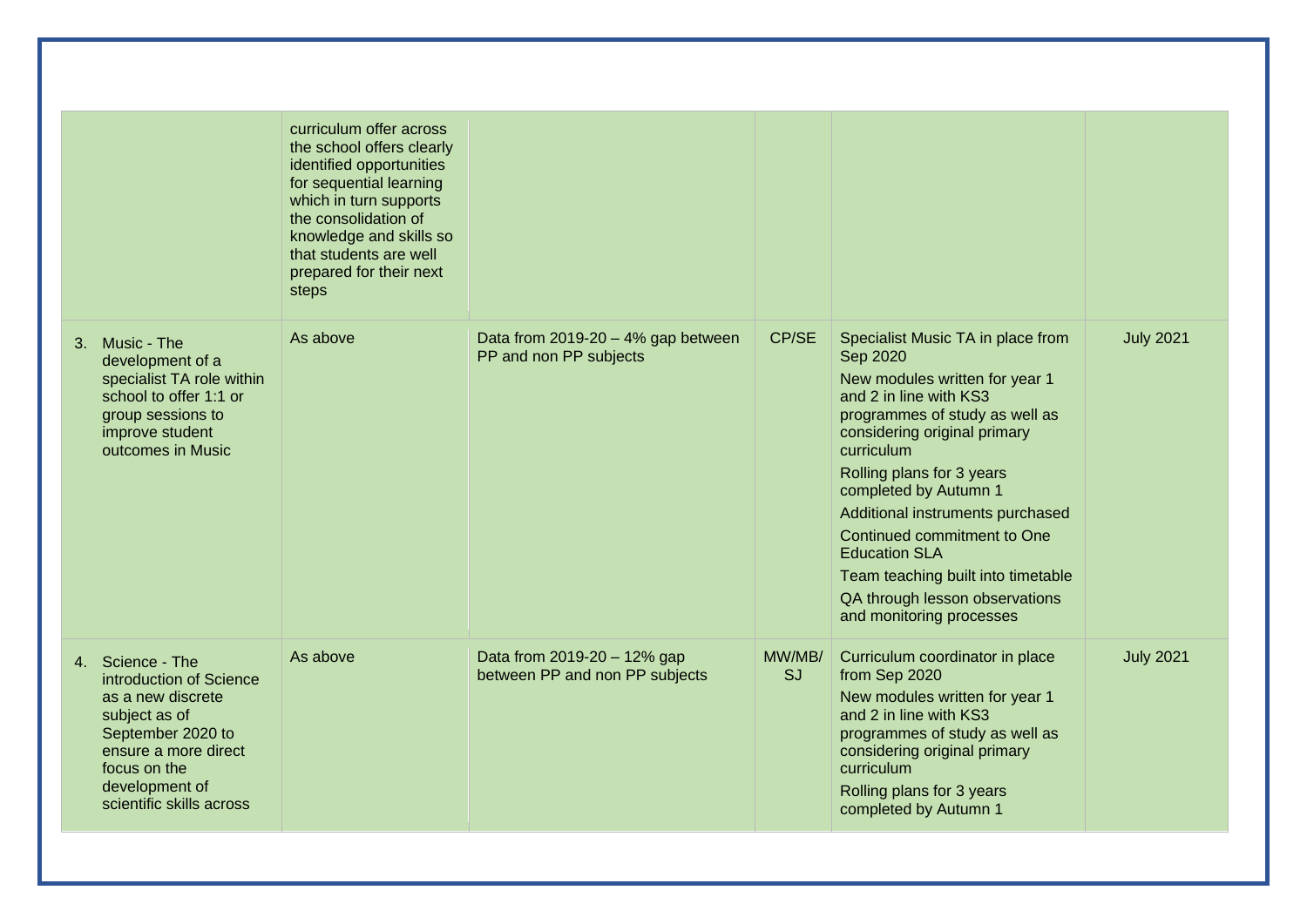| | | | | | |
|---|---|---|---|---|---|
| | curriculum offer across the school offers clearly identified opportunities for sequential learning which in turn supports the consolidation of knowledge and skills so that students are well prepared for their next steps | | | | |
| 3. Music - The development of a specialist TA role within school to offer 1:1 or group sessions to improve student outcomes in Music | As above | Data from 2019-20 – 4% gap between PP and non PP subjects | CP/SE | Specialist Music TA in place from Sep 2020<br>New modules written for year 1 and 2 in line with KS3 programmes of study as well as considering original primary curriculum<br>Rolling plans for 3 years completed by Autumn 1<br>Additional instruments purchased<br>Continued commitment to One Education SLA<br>Team teaching built into timetable<br>QA through lesson observations and monitoring processes | July 2021 |
| 4. Science - The introduction of Science as a new discrete subject as of September 2020 to ensure a more direct focus on the development of scientific skills across | As above | Data from 2019-20 – 12% gap between PP and non PP subjects | MW/MB/SJ | Curriculum coordinator in place from Sep 2020<br>New modules written for year 1 and 2 in line with KS3 programmes of study as well as considering original primary curriculum<br>Rolling plans for 3 years completed by Autumn 1 | July 2021 |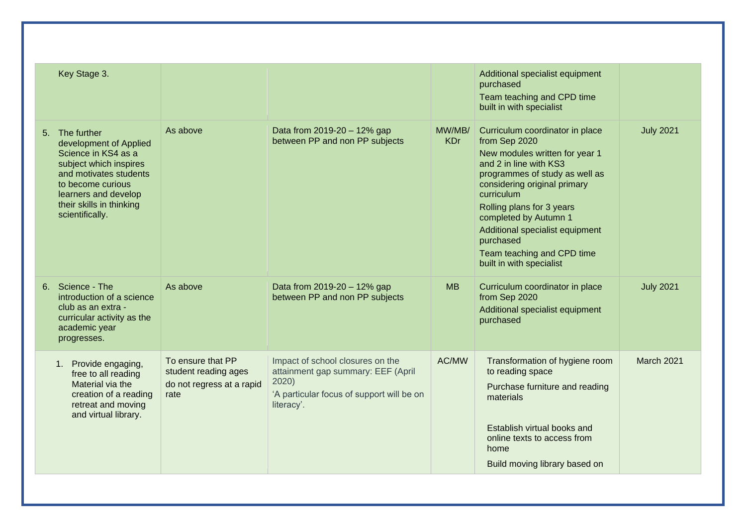| | | | | | |
|---|---|---|---|---|---|
| Key Stage 3. | | | | Additional specialist equipment purchased<br>Team teaching and CPD time built in with specialist | |
| 5. The further development of Applied Science in KS4 as a subject which inspires and motivates students to become curious learners and develop their skills in thinking scientifically. | As above | Data from 2019-20 – 12% gap between PP and non PP subjects | MW/MB/ KDr | Curriculum coordinator in place from Sep 2020<br>New modules written for year 1 and 2 in line with KS3 programmes of study as well as considering original primary curriculum<br>Rolling plans for 3 years completed by Autumn 1<br>Additional specialist equipment purchased<br>Team teaching and CPD time built in with specialist | July 2021 |
| 6. Science - The introduction of a science club as an extra - curricular activity as the academic year progresses. | As above | Data from 2019-20 – 12% gap between PP and non PP subjects | MB | Curriculum coordinator in place from Sep 2020<br>Additional specialist equipment purchased | July 2021 |
| 1. Provide engaging, free to all reading Material via the creation of a reading retreat and moving and virtual library. | To ensure that PP student reading ages do not regress at a rapid rate | Impact of school closures on the attainment gap summary: EEF (April 2020)<br>'A particular focus of support will be on literacy'. | AC/MW | Transformation of hygiene room to reading space<br>Purchase furniture and reading materials<br>Establish virtual books and online texts to access from home<br>Build moving library based on | March 2021 |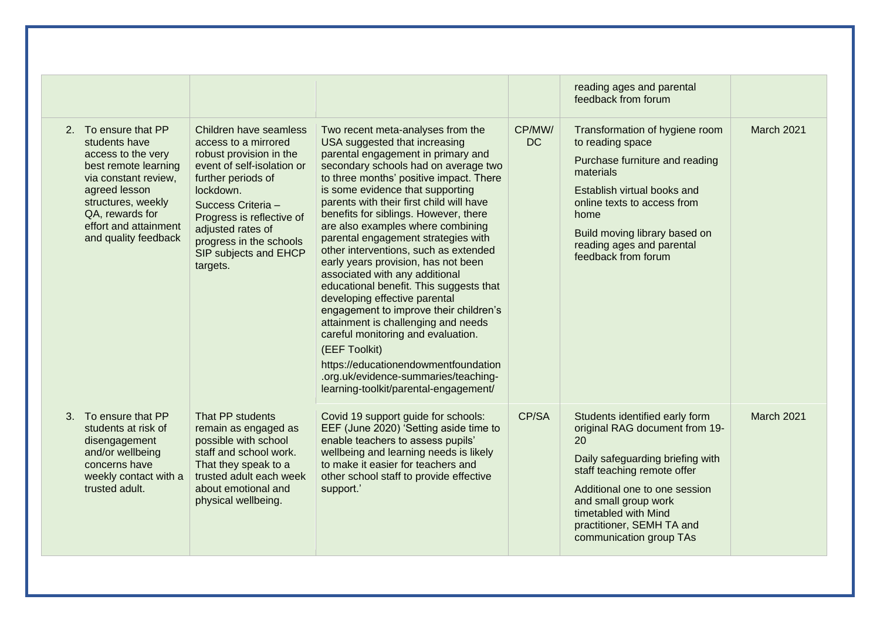| | | | | | |
|---|---|---|---|---|---|
| | | | | reading ages and parental feedback from forum | |
| 2. To ensure that PP students have access to the very best remote learning via constant review, agreed lesson structures, weekly QA, rewards for effort and attainment and quality feedback | Children have seamless access to a mirrored robust provision in the event of self-isolation or further periods of lockdown.<br><br>Success Criteria – Progress is reflective of adjusted rates of progress in the schools SIP subjects and EHCP targets. | Two recent meta-analyses from the USA suggested that increasing parental engagement in primary and secondary schools had on average two to three months' positive impact. There is some evidence that supporting parents with their first child will have benefits for siblings. However, there are also examples where combining parental engagement strategies with other interventions, such as extended early years provision, has not been associated with any additional educational benefit. This suggests that developing effective parental engagement to improve their children's attainment is challenging and needs careful monitoring and evaluation.<br><br>(EEF Toolkit)<br><br>https://educationendowmentfoundation.org.uk/evidence-summaries/teaching-learning-toolkit/parental-engagement/ | CP/MW/DC | Transformation of hygiene room to reading space<br><br>Purchase furniture and reading materials<br><br>Establish virtual books and online texts to access from home<br><br>Build moving library based on reading ages and parental feedback from forum | March 2021 |
| 3. To ensure that PP students at risk of disengagement and/or wellbeing concerns have weekly contact with a trusted adult. | That PP students remain as engaged as possible with school staff and school work. That they speak to a trusted adult each week about emotional and physical wellbeing. | Covid 19 support guide for schools: EEF (June 2020) 'Setting aside time to enable teachers to assess pupils' wellbeing and learning needs is likely to make it easier for teachers and other school staff to provide effective support.' | CP/SA | Students identified early form original RAG document from 19-20<br><br>Daily safeguarding briefing with staff teaching remote offer<br><br>Additional one to one session and small group work timetabled with Mind practitioner, SEMH TA and communication group TAs | March 2021 |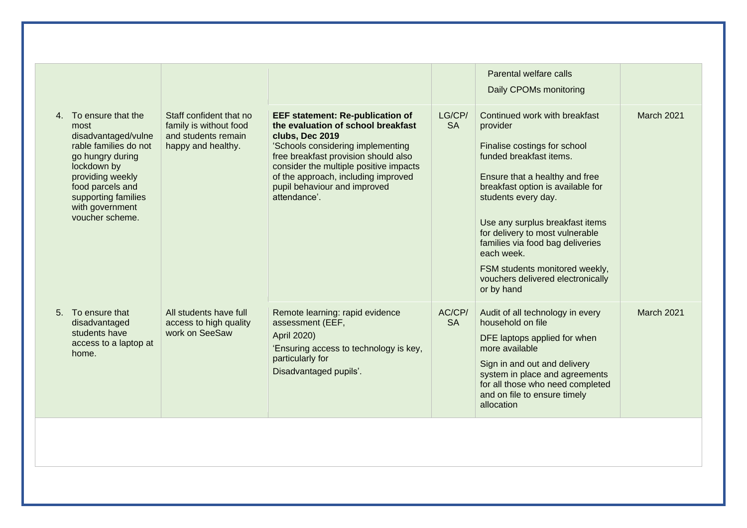| | | | | | |
|---|---|---|---|---|---|
| | | | | Parental welfare calls<br><br>Daily CPOMs monitoring | |
| 4. To ensure that the most disadvantaged/vulnerable families do not go hungry during lockdown by providing weekly food parcels and supporting families with government voucher scheme. | Staff confident that no family is without food and students remain happy and healthy. | **EEF statement: Re-publication of the evaluation of school breakfast clubs, Dec 2019**<br>'Schools considering implementing free breakfast provision should also consider the multiple positive impacts of the approach, including improved pupil behaviour and improved attendance'. | LG/CP/SA | Continued work with breakfast provider<br><br>Finalise costings for school funded breakfast items.<br><br>Ensure that a healthy and free breakfast option is available for students every day.<br><br>Use any surplus breakfast items for delivery to most vulnerable families via food bag deliveries each week.<br><br>FSM students monitored weekly, vouchers delivered electronically or by hand | March 2021 |
| 5. To ensure that disadvantaged students have access to a laptop at home. | All students have full access to high quality work on SeeSaw | Remote learning: rapid evidence assessment (EEF, April 2020)<br>'Ensuring access to technology is key, particularly for Disadvantaged pupils'. | AC/CP/SA | Audit of all technology in every household on file<br><br>DFE laptops applied for when more available<br><br>Sign in and out and delivery system in place and agreements for all those who need completed and on file to ensure timely allocation | March 2021 |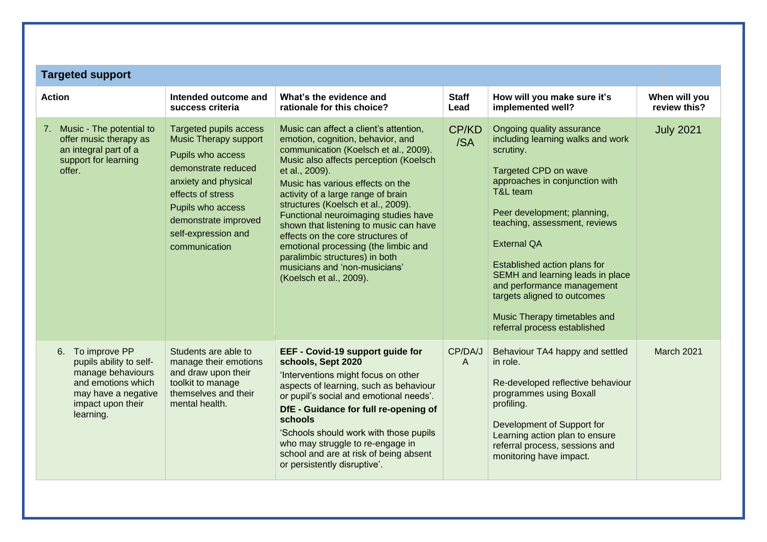| Targeted support | | | | | |
|---|---|---|---|---|---|
| **Action** | **Intended outcome and success criteria** | **What's the evidence and rationale for this choice?** | **Staff Lead** | **How will you make sure it's implemented well?** | **When will you review this?** |
| 7. Music - The potential to offer music therapy as an integral part of a support for learning offer. | Targeted pupils access Music Therapy support<br><br>Pupils who access demonstrate reduced anxiety and physical effects of stress<br><br>Pupils who access demonstrate improved self-expression and communication | Music can affect a client's attention, emotion, cognition, behavior, and communication (Koelsch et al., 2009). Music also affects perception (Koelsch et al., 2009).<br><br>Music has various effects on the activity of a large range of brain structures (Koelsch et al., 2009). Functional neuroimaging studies have shown that listening to music can have effects on the core structures of emotional processing (the limbic and paralimbic structures) in both musicians and 'non-musicians' (Koelsch et al., 2009). | CP/KD/SA | Ongoing quality assurance including learning walks and work scrutiny.<br><br>Targeted CPD on wave approaches in conjunction with T&L team<br><br>Peer development; planning, teaching, assessment, reviews<br><br>External QA<br><br>Established action plans for SEMH and learning leads in place and performance management targets aligned to outcomes<br><br>Music Therapy timetables and referral process established | July 2021 |
| 6. To improve PP pupils ability to self-manage behaviours and emotions which may have a negative impact upon their learning. | Students are able to manage their emotions and draw upon their toolkit to manage themselves and their mental health. | **EEF - Covid-19 support guide for schools, Sept 2020**<br><br>'Interventions might focus on other aspects of learning, such as behaviour or pupil's social and emotional needs'.<br><br>**DfE - Guidance for full re-opening of schools**<br><br>'Schools should work with those pupils who may struggle to re-engage in school and are at risk of being absent or persistently disruptive'. | CP/DA/JA | Behaviour TA4 happy and settled in role.<br><br>Re-developed reflective behaviour programmes using Boxall profiling.<br><br>Development of Support for Learning action plan to ensure referral process, sessions and monitoring have impact. | March 2021 |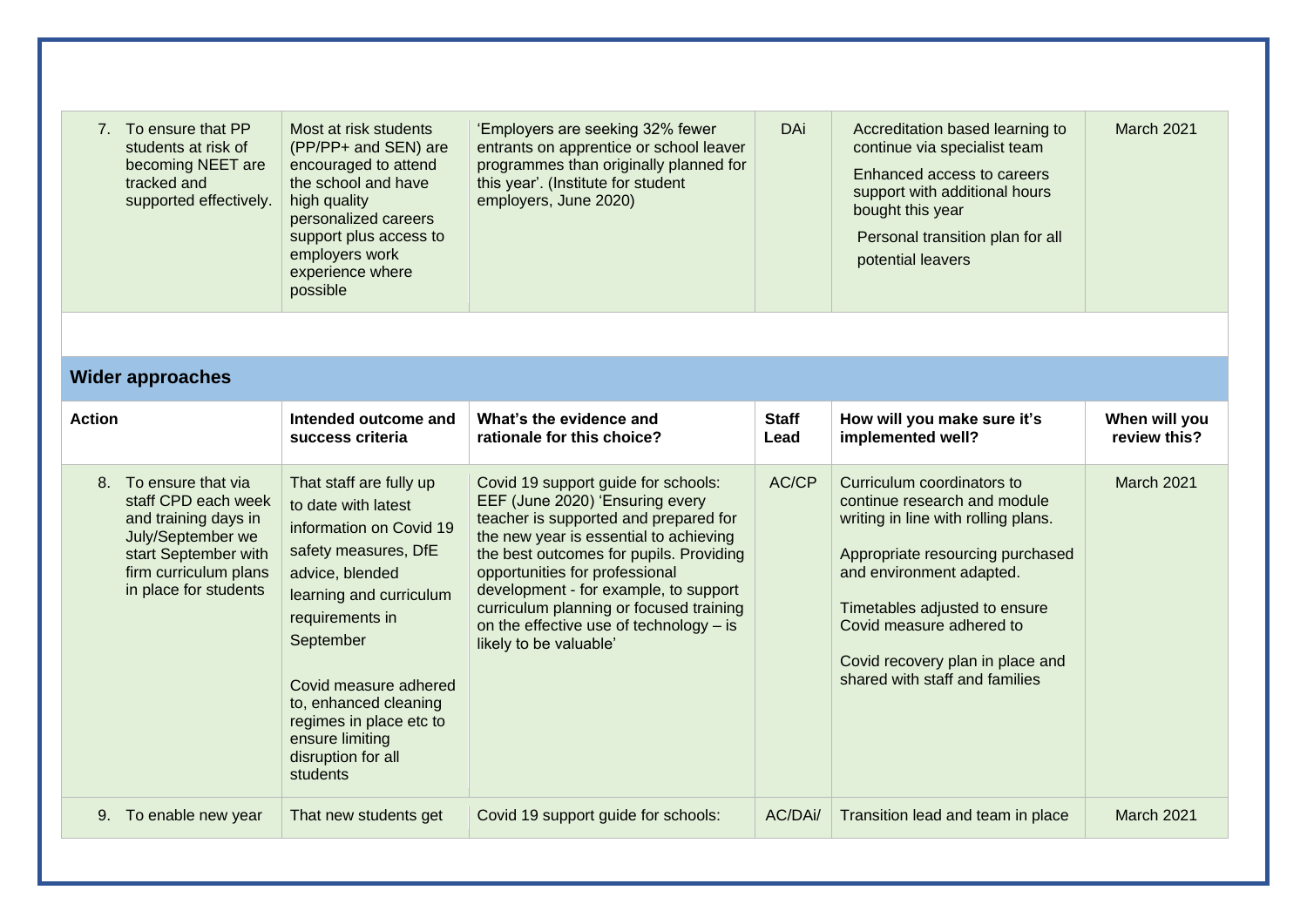| | | | | | |
|---|---|---|---|---|---|
| 7. To ensure that PP students at risk of becoming NEET are tracked and supported effectively. | Most at risk students (PP/PP+ and SEN) are encouraged to attend the school and have high quality personalized careers support plus access to employers work experience where possible | 'Employers are seeking 32% fewer entrants on apprentice or school leaver programmes than originally planned for this year'. (Institute for student employers, June 2020) | DAi | Accreditation based learning to continue via specialist team<br><br>Enhanced access to careers support with additional hours bought this year<br><br>Personal transition plan for all potential leavers | March 2021 |

## Wider approaches

| Action | Intended outcome and success criteria | What's the evidence and rationale for this choice? | Staff Lead | How will you make sure it's implemented well? | When will you review this? |
|---|---|---|---|---|---|
| 8. To ensure that via staff CPD each week and training days in July/September we start September with firm curriculum plans in place for students | That staff are fully up to date with latest information on Covid 19 safety measures, DfE advice, blended learning and curriculum requirements in September<br><br>Covid measure adhered to, enhanced cleaning regimes in place etc to ensure limiting disruption for all students | Covid 19 support guide for schools: EEF (June 2020) 'Ensuring every teacher is supported and prepared for the new year is essential to achieving the best outcomes for pupils. Providing opportunities for professional development - for example, to support curriculum planning or focused training on the effective use of technology – is likely to be valuable' | AC/CP | Curriculum coordinators to continue research and module writing in line with rolling plans.<br><br>Appropriate resourcing purchased and environment adapted.<br><br>Timetables adjusted to ensure Covid measure adhered to<br><br>Covid recovery plan in place and shared with staff and families | March 2021 |
| 9. To enable new year | That new students get | Covid 19 support guide for schools: | AC/DAi/ | Transition lead and team in place | March 2021 |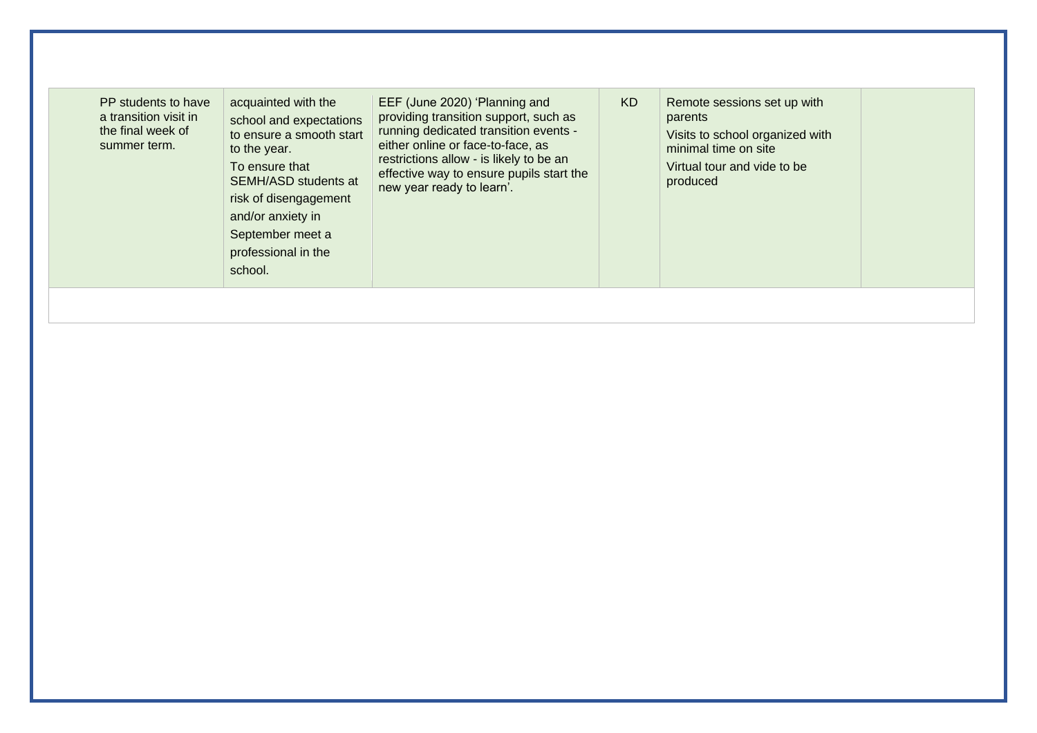| | | | | | |
|---|---|---|---|---|---|
| PP students to have a transition visit in the final week of summer term. | acquainted with the school and expectations to ensure a smooth start to the year.<br>To ensure that SEMH/ASD students at risk of disengagement and/or anxiety in September meet a professional in the school. | EEF (June 2020) 'Planning and providing transition support, such as running dedicated transition events - either online or face-to-face, as restrictions allow - is likely to be an effective way to ensure pupils start the new year ready to learn'. | KD | Remote sessions set up with parents<br>Visits to school organized with minimal time on site<br>Virtual tour and vide to be produced | |
| | | | | | |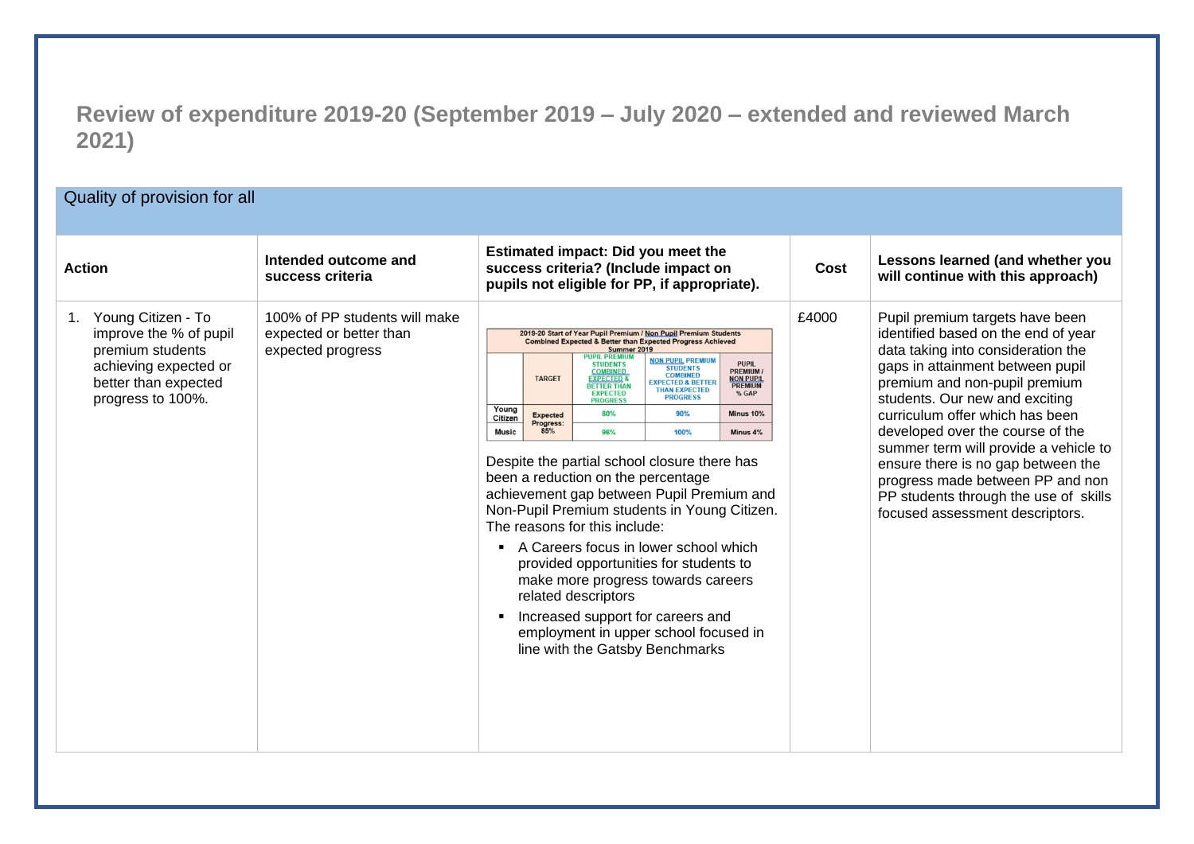## Review of expenditure 2019-20 (September 2019 – July 2020 – extended and reviewed March 2021)

**Quality of provision for all**

| Action | Intended outcome and success criteria | Estimated impact: Did you meet the success criteria? (Include impact on pupils not eligible for PP, if appropriate). | Cost | Lessons learned (and whether you will continue with this approach) |
|---|---|---|---|---|
| 1. Young Citizen - To improve the % of pupil premium students achieving expected or better than expected progress to 100%. | 100% of PP students will make expected or better than expected progress | 2019-20 Start of Year Pupil Premium / Non Pupil Premium Students Combined Expected & Better than Expected Progress Achieved Summer 2019<br><br>\| \| TARGET \| PUPIL PREMIUM STUDENTS COMBINED EXPECTED & BETTER THAN EXPECTED PROGRESS \| NON PUPIL PREMIUM STUDENTS COMBINED EXPECTED & BETTER THAN EXPECTED PROGRESS \| PUPIL PREMIUM / NON PUPIL PREMIUM % GAP \|<br>\| Young Citizen \| Expected Progress: 85% \| 80% \| 90% \| Minus 10% \|<br>\| Music \| \| 96% \| 100% \| Minus 4% \|<br><br>Despite the partial school closure there has been a reduction on the percentage achievement gap between Pupil Premium and Non-Pupil Premium students in Young Citizen. The reasons for this include:<br>▪ A Careers focus in lower school which provided opportunities for students to make more progress towards careers related descriptors<br>▪ Increased support for careers and employment in upper school focused in line with the Gatsby Benchmarks | £4000 | Pupil premium targets have been identified based on the end of year data taking into consideration the gaps in attainment between pupil premium and non-pupil premium students. Our new and exciting curriculum offer which has been developed over the course of the summer term will provide a vehicle to ensure there is no gap between the progress made between PP and non PP students through the use of skills focused assessment descriptors. |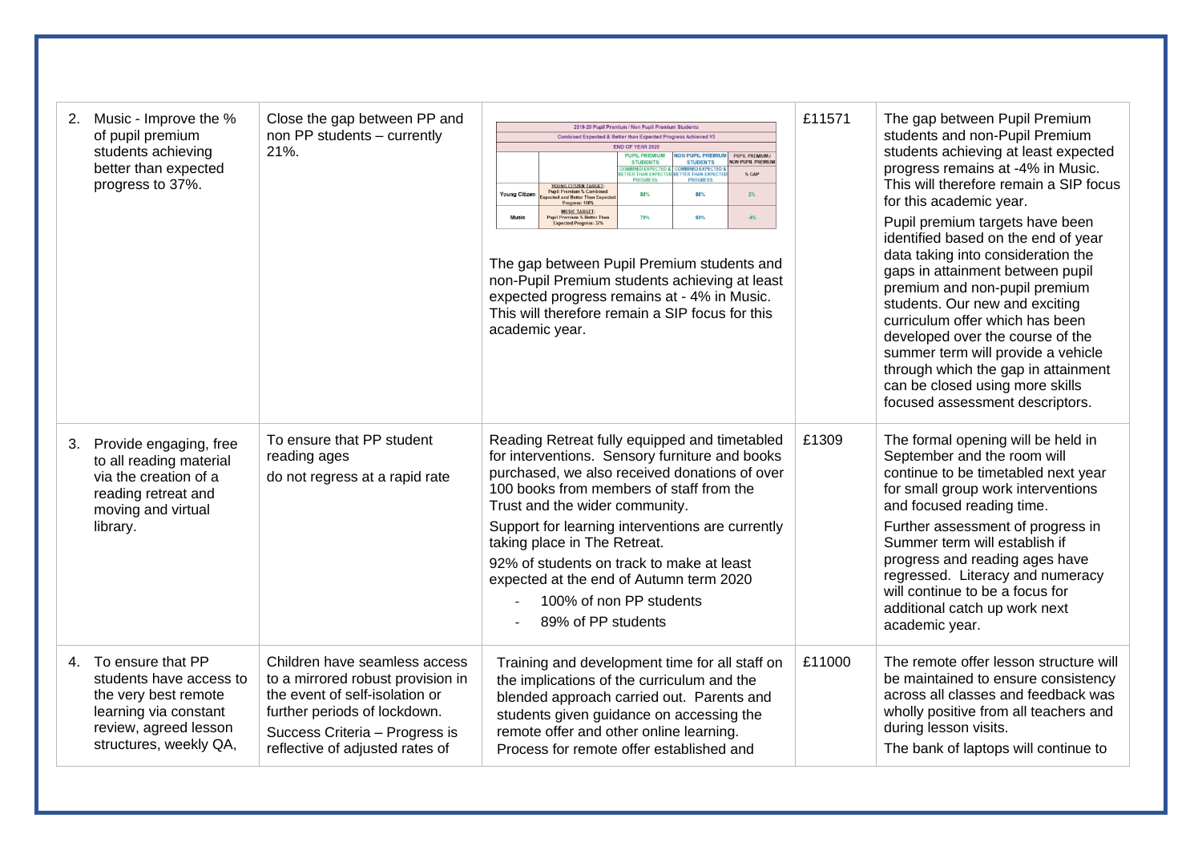| | | | | |
|---|---|---|---|---|
| 2. Music - Improve the % of pupil premium students achieving better than expected progress to 37%. | Close the gap between PP and non PP students – currently 21%. | 2019-20 Pupil Premium / Non Pupil Premium Students<br>Combined Expected & Better than Expected Progress Achieved V3<br>END OF YEAR 2020<br>Young Citizen – YOUNG CITIZEN TARGET: Pupil Premium % Combined Expected and Better Than Expected Progress: 100% – PUPIL PREMIUM STUDENTS COMBINED EXPECTED & BETTER THAN EXPECTED PROGRESS: 88% – NON PUPIL PREMIUM STUDENTS COMBINED EXPECTED & BETTER THAN EXPECTED PROGRESS: 86% – PUPIL PREMIUM / NON PUPIL PREMIUM % GAP: 2%<br>Music – MUSIC TARGET: Pupil Premium % Better Than Expected Progress: 37% – 79% – 83% – -4%<br><br>The gap between Pupil Premium students and non-Pupil Premium students achieving at least expected progress remains at - 4% in Music. This will therefore remain a SIP focus for this academic year. | £11571 | The gap between Pupil Premium students and non-Pupil Premium students achieving at least expected progress remains at -4% in Music. This will therefore remain a SIP focus for this academic year.<br><br>Pupil premium targets have been identified based on the end of year data taking into consideration the gaps in attainment between pupil premium and non-pupil premium students. Our new and exciting curriculum offer which has been developed over the course of the summer term will provide a vehicle through which the gap in attainment can be closed using more skills focused assessment descriptors. |
| 3. Provide engaging, free to all reading material via the creation of a reading retreat and moving and virtual library. | To ensure that PP student reading ages do not regress at a rapid rate | Reading Retreat fully equipped and timetabled for interventions. Sensory furniture and books purchased, we also received donations of over 100 books from members of staff from the Trust and the wider community.<br><br>Support for learning interventions are currently taking place in The Retreat.<br><br>92% of students on track to make at least expected at the end of Autumn term 2020<br>- 100% of non PP students<br>- 89% of PP students | £1309 | The formal opening will be held in September and the room will continue to be timetabled next year for small group work interventions and focused reading time.<br><br>Further assessment of progress in Summer term will establish if progress and reading ages have regressed. Literacy and numeracy will continue to be a focus for additional catch up work next academic year. |
| 4. To ensure that PP students have access to the very best remote learning via constant review, agreed lesson structures, weekly QA, | Children have seamless access to a mirrored robust provision in the event of self-isolation or further periods of lockdown.<br><br>Success Criteria – Progress is reflective of adjusted rates of | Training and development time for all staff on the implications of the curriculum and the blended approach carried out. Parents and students given guidance on accessing the remote offer and other online learning. Process for remote offer established and | £11000 | The remote offer lesson structure will be maintained to ensure consistency across all classes and feedback was wholly positive from all teachers and during lesson visits.<br><br>The bank of laptops will continue to |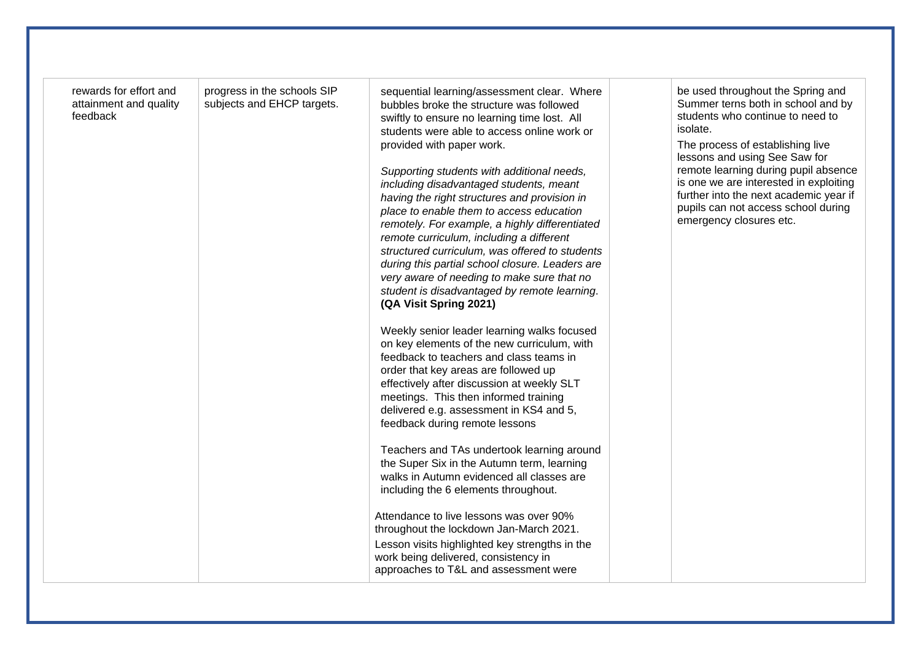| | | | | |
|---|---|---|---|---|
| rewards for effort and attainment and quality feedback | progress in the schools SIP subjects and EHCP targets. | sequential learning/assessment clear. Where bubbles broke the structure was followed swiftly to ensure no learning time lost. All students were able to access online work or provided with paper work.<br><br>*Supporting students with additional needs, including disadvantaged students, meant having the right structures and provision in place to enable them to access education remotely. For example, a highly differentiated remote curriculum, including a different structured curriculum, was offered to students during this partial school closure. Leaders are very aware of needing to make sure that no student is disadvantaged by remote learning*. **(QA Visit Spring 2021)**<br><br>Weekly senior leader learning walks focused on key elements of the new curriculum, with feedback to teachers and class teams in order that key areas are followed up effectively after discussion at weekly SLT meetings. This then informed training delivered e.g. assessment in KS4 and 5, feedback during remote lessons<br><br>Teachers and TAs undertook learning around the Super Six in the Autumn term, learning walks in Autumn evidenced all classes are including the 6 elements throughout.<br><br>Attendance to live lessons was over 90% throughout the lockdown Jan-March 2021.<br>Lesson visits highlighted key strengths in the work being delivered, consistency in approaches to T&L and assessment were | | be used throughout the Spring and Summer terns both in school and by students who continue to need to isolate.<br>The process of establishing live lessons and using See Saw for remote learning during pupil absence is one we are interested in exploiting further into the next academic year if pupils can not access school during emergency closures etc. |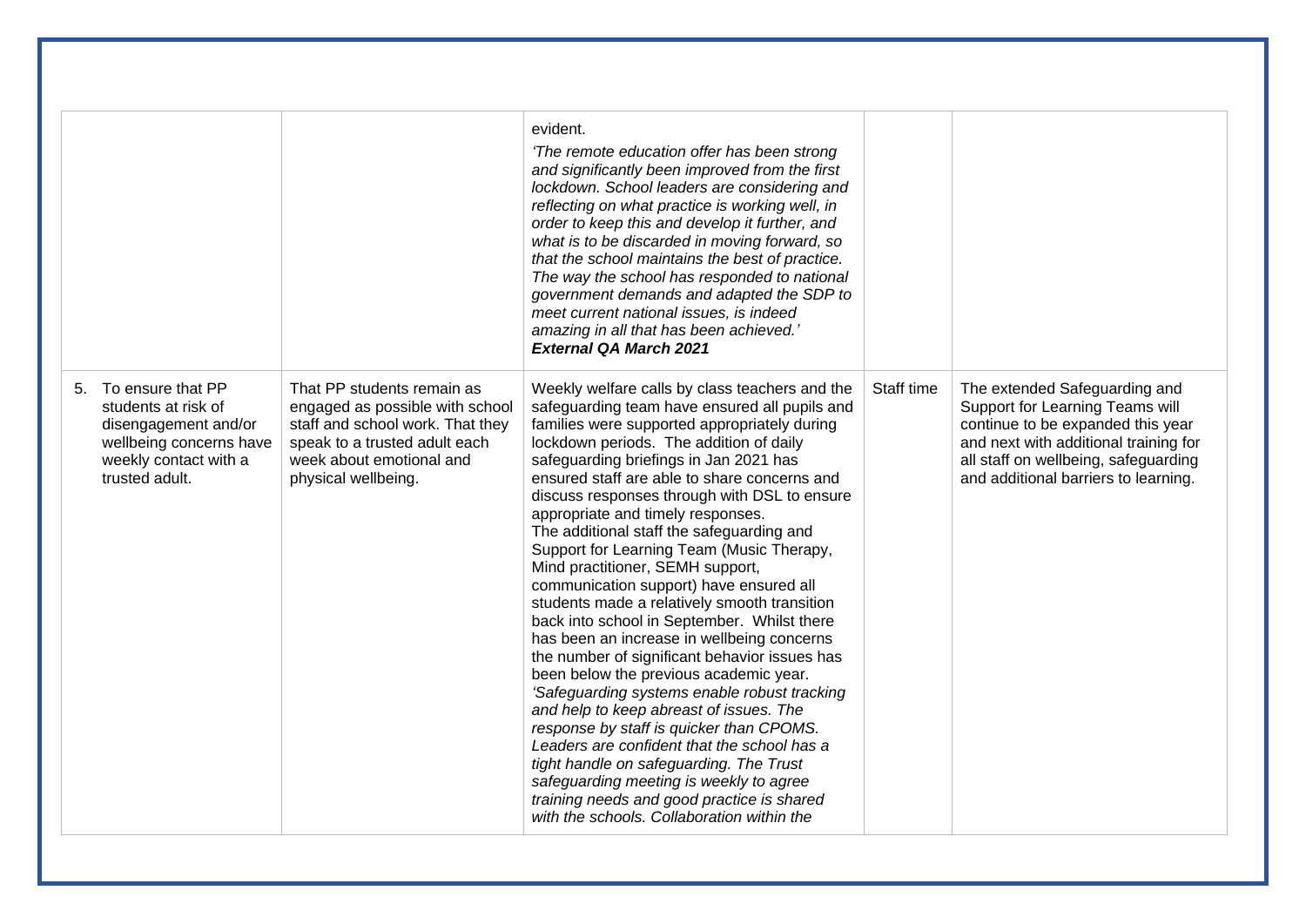| | | | | |
|---|---|---|---|---|
| | | evident.<br>*'The remote education offer has been strong and significantly been improved from the first lockdown. School leaders are considering and reflecting on what practice is working well, in order to keep this and develop it further, and what is to be discarded in moving forward, so that the school maintains the best of practice. The way the school has responded to national government demands and adapted the SDP to meet current national issues, is indeed amazing in all that has been achieved.'*<br>***External QA March 2021*** | | |
| 5. To ensure that PP students at risk of disengagement and/or wellbeing concerns have weekly contact with a trusted adult. | That PP students remain as engaged as possible with school staff and school work. That they speak to a trusted adult each week about emotional and physical wellbeing. | Weekly welfare calls by class teachers and the safeguarding team have ensured all pupils and families were supported appropriately during lockdown periods. The addition of daily safeguarding briefings in Jan 2021 has ensured staff are able to share concerns and discuss responses through with DSL to ensure appropriate and timely responses.<br>The additional staff the safeguarding and Support for Learning Team (Music Therapy, Mind practitioner, SEMH support, communication support) have ensured all students made a relatively smooth transition back into school in September. Whilst there has been an increase in wellbeing concerns the number of significant behavior issues has been below the previous academic year.<br>*'Safeguarding systems enable robust tracking and help to keep abreast of issues. The response by staff is quicker than CPOMS. Leaders are confident that the school has a tight handle on safeguarding. The Trust safeguarding meeting is weekly to agree training needs and good practice is shared with the schools. Collaboration within the* | Staff time | The extended Safeguarding and Support for Learning Teams will continue to be expanded this year and next with additional training for all staff on wellbeing, safeguarding and additional barriers to learning. |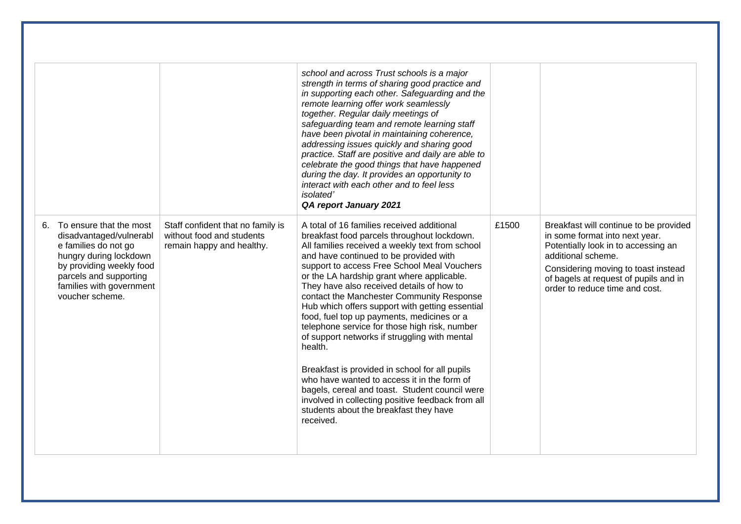| | | | | |
|---|---|---|---|---|
| | | *school and across Trust schools is a major strength in terms of sharing good practice and in supporting each other. Safeguarding and the remote learning offer work seamlessly together. Regular daily meetings of safeguarding team and remote learning staff have been pivotal in maintaining coherence, addressing issues quickly and sharing good practice. Staff are positive and daily are able to celebrate the good things that have happened during the day. It provides an opportunity to interact with each other and to feel less isolated'* ***QA report January 2021*** | | |
| 6. To ensure that the most disadvantaged/vulnerable families do not go hungry during lockdown by providing weekly food parcels and supporting families with government voucher scheme. | Staff confident that no family is without food and students remain happy and healthy. | A total of 16 families received additional breakfast food parcels throughout lockdown. All families received a weekly text from school and have continued to be provided with support to access Free School Meal Vouchers or the LA hardship grant where applicable. They have also received details of how to contact the Manchester Community Response Hub which offers support with getting essential food, fuel top up payments, medicines or a telephone service for those high risk, number of support networks if struggling with mental health.<br><br>Breakfast is provided in school for all pupils who have wanted to access it in the form of bagels, cereal and toast. Student council were involved in collecting positive feedback from all students about the breakfast they have received. | £1500 | Breakfast will continue to be provided in some format into next year. Potentially look in to accessing an additional scheme.<br><br>Considering moving to toast instead of bagels at request of pupils and in order to reduce time and cost. |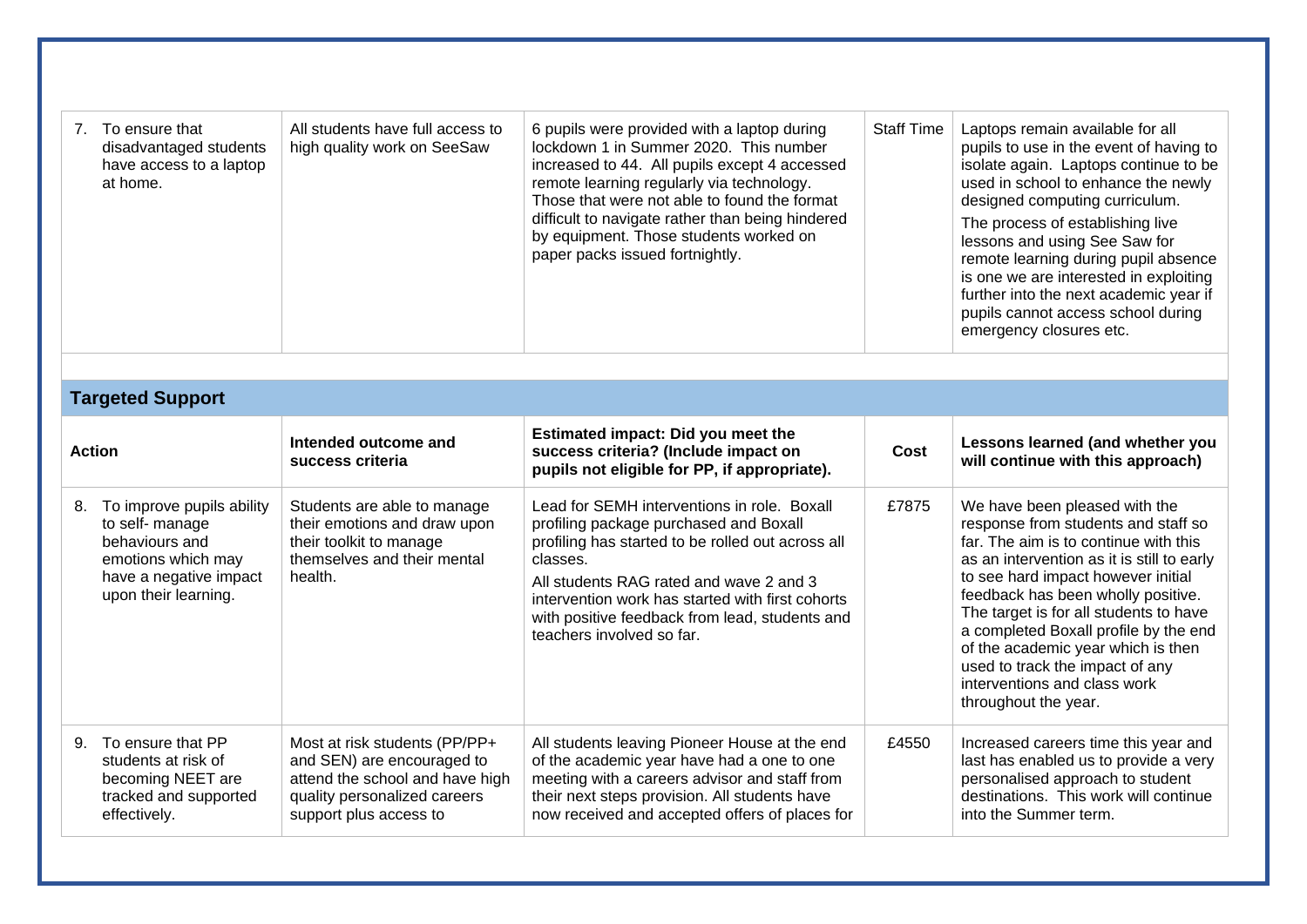| | | | | |
|---|---|---|---|---|
| 7. To ensure that disadvantaged students have access to a laptop at home. | All students have full access to high quality work on SeeSaw | 6 pupils were provided with a laptop during lockdown 1 in Summer 2020. This number increased to 44. All pupils except 4 accessed remote learning regularly via technology. Those that were not able to found the format difficult to navigate rather than being hindered by equipment. Those students worked on paper packs issued fortnightly. | Staff Time | Laptops remain available for all pupils to use in the event of having to isolate again. Laptops continue to be used in school to enhance the newly designed computing curriculum.<br>The process of establishing live lessons and using See Saw for remote learning during pupil absence is one we are interested in exploiting further into the next academic year if pupils cannot access school during emergency closures etc. |

## Targeted Support

| Action | Intended outcome and success criteria | Estimated impact: Did you meet the success criteria? (Include impact on pupils not eligible for PP, if appropriate). | Cost | Lessons learned (and whether you will continue with this approach) |
|---|---|---|---|---|
| 8. To improve pupils ability to self- manage behaviours and emotions which may have a negative impact upon their learning. | Students are able to manage their emotions and draw upon their toolkit to manage themselves and their mental health. | Lead for SEMH interventions in role. Boxall profiling package purchased and Boxall profiling has started to be rolled out across all classes.<br>All students RAG rated and wave 2 and 3 intervention work has started with first cohorts with positive feedback from lead, students and teachers involved so far. | £7875 | We have been pleased with the response from students and staff so far. The aim is to continue with this as an intervention as it is still to early to see hard impact however initial feedback has been wholly positive. The target is for all students to have a completed Boxall profile by the end of the academic year which is then used to track the impact of any interventions and class work throughout the year. |
| 9. To ensure that PP students at risk of becoming NEET are tracked and supported effectively. | Most at risk students (PP/PP+ and SEN) are encouraged to attend the school and have high quality personalized careers support plus access to | All students leaving Pioneer House at the end of the academic year have had a one to one meeting with a careers advisor and staff from their next steps provision. All students have now received and accepted offers of places for | £4550 | Increased careers time this year and last has enabled us to provide a very personalised approach to student destinations. This work will continue into the Summer term. |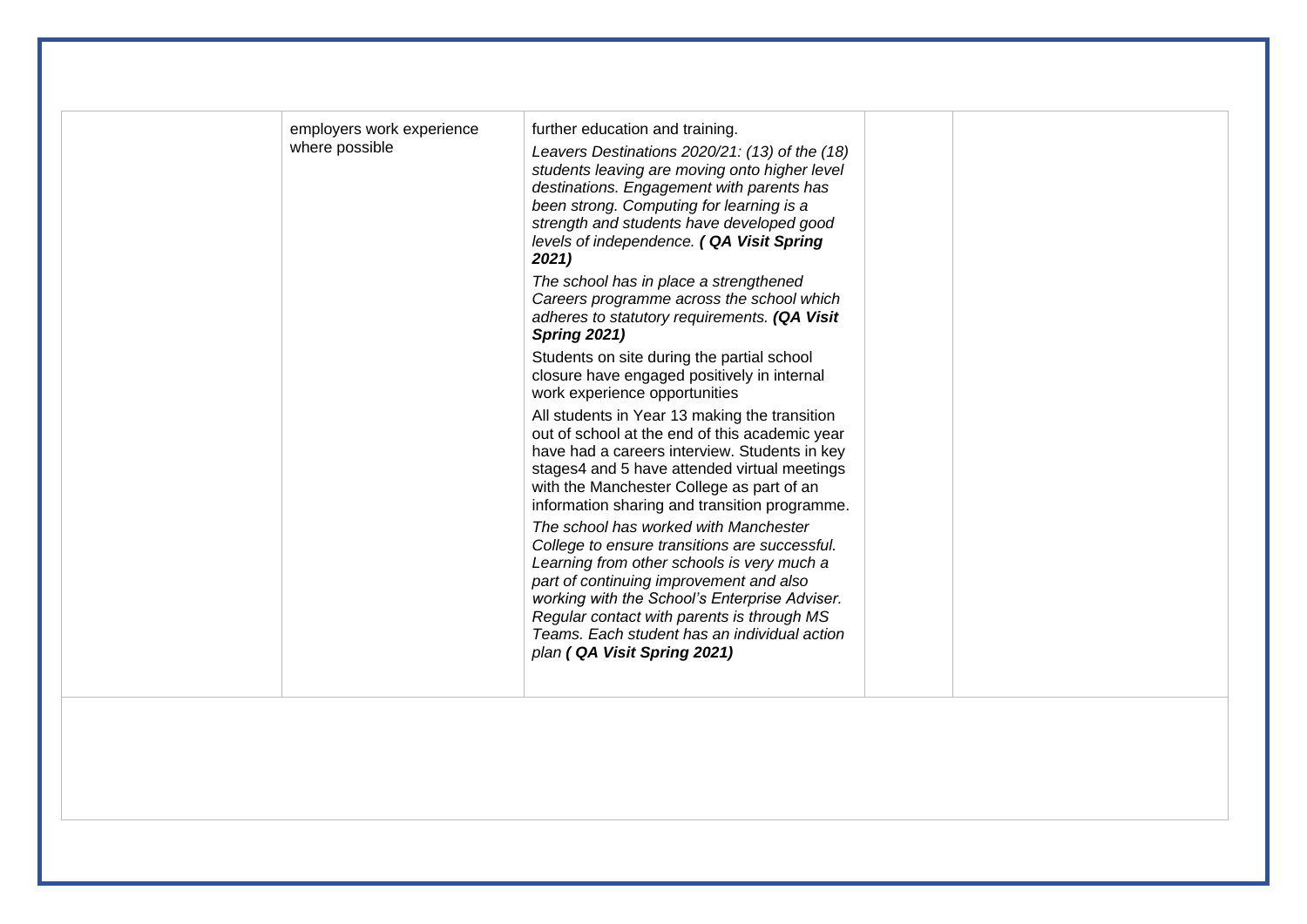|  | employers work experience where possible | further education and training.<br><br>*Leavers Destinations 2020/21: (13) of the (18) students leaving are moving onto higher level destinations. Engagement with parents has been strong. Computing for learning is a strength and students have developed good levels of independence.* ***( QA Visit Spring 2021)***<br><br>*The school has in place a strengthened Careers programme across the school which adheres to statutory requirements.* ***(QA Visit Spring 2021)***<br><br>Students on site during the partial school closure have engaged positively in internal work experience opportunities<br><br>All students in Year 13 making the transition out of school at the end of this academic year have had a careers interview. Students in key stages4 and 5 have attended virtual meetings with the Manchester College as part of an information sharing and transition programme.<br><br>*The school has worked with Manchester College to ensure transitions are successful. Learning from other schools is very much a part of continuing improvement and also working with the School's Enterprise Adviser. Regular contact with parents is through MS Teams. Each student has an individual action plan* ***( QA Visit Spring 2021)*** |  |  |
| --- | --- | --- | --- | --- |
|  |  |  |  |  |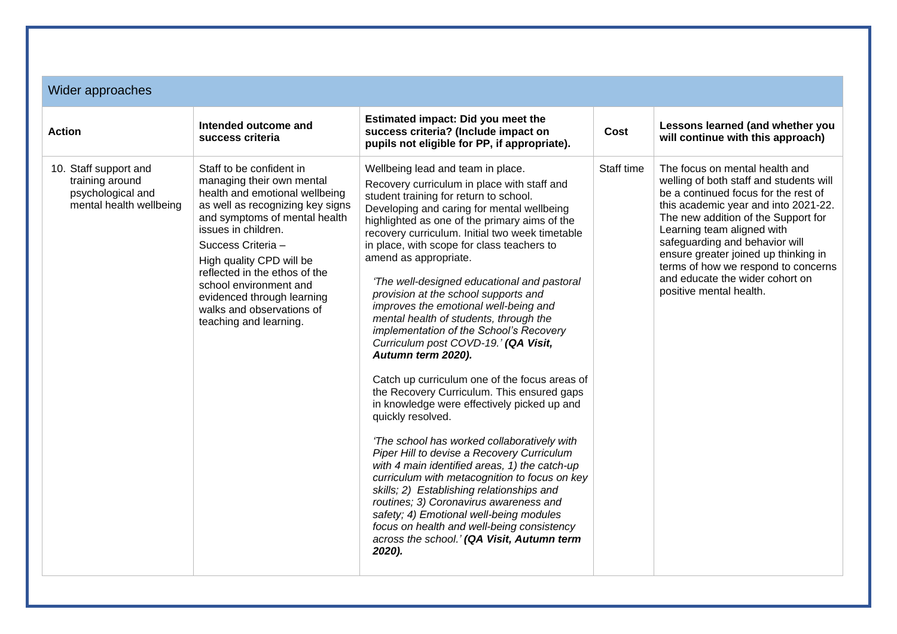| Wider approaches | | | | |
|---|---|---|---|---|
| **Action** | **Intended outcome and success criteria** | **Estimated impact: Did you meet the success criteria? (Include impact on pupils not eligible for PP, if appropriate).** | **Cost** | **Lessons learned (and whether you will continue with this approach)** |
| 10. Staff support and training around psychological and mental health wellbeing | Staff to be confident in managing their own mental health and emotional wellbeing as well as recognizing key signs and symptoms of mental health issues in children.<br>Success Criteria –<br>High quality CPD will be reflected in the ethos of the school environment and evidenced through learning walks and observations of teaching and learning. | Wellbeing lead and team in place.<br>Recovery curriculum in place with staff and student training for return to school. Developing and caring for mental wellbeing highlighted as one of the primary aims of the recovery curriculum. Initial two week timetable in place, with scope for class teachers to amend as appropriate.<br>*'The well-designed educational and pastoral provision at the school supports and improves the emotional well-being and mental health of students, through the implementation of the School's Recovery Curriculum post COVD-19.'* ***(QA Visit, Autumn term 2020).***<br>Catch up curriculum one of the focus areas of the Recovery Curriculum. This ensured gaps in knowledge were effectively picked up and quickly resolved.<br>*'The school has worked collaboratively with Piper Hill to devise a Recovery Curriculum with 4 main identified areas, 1) the catch-up curriculum with metacognition to focus on key skills; 2) Establishing relationships and routines; 3) Coronavirus awareness and safety; 4) Emotional well-being modules focus on health and well-being consistency across the school.'* ***(QA Visit, Autumn term 2020).*** | Staff time | The focus on mental health and welling of both staff and students will be a continued focus for the rest of this academic year and into 2021-22. The new addition of the Support for Learning team aligned with safeguarding and behavior will ensure greater joined up thinking in terms of how we respond to concerns and educate the wider cohort on positive mental health. |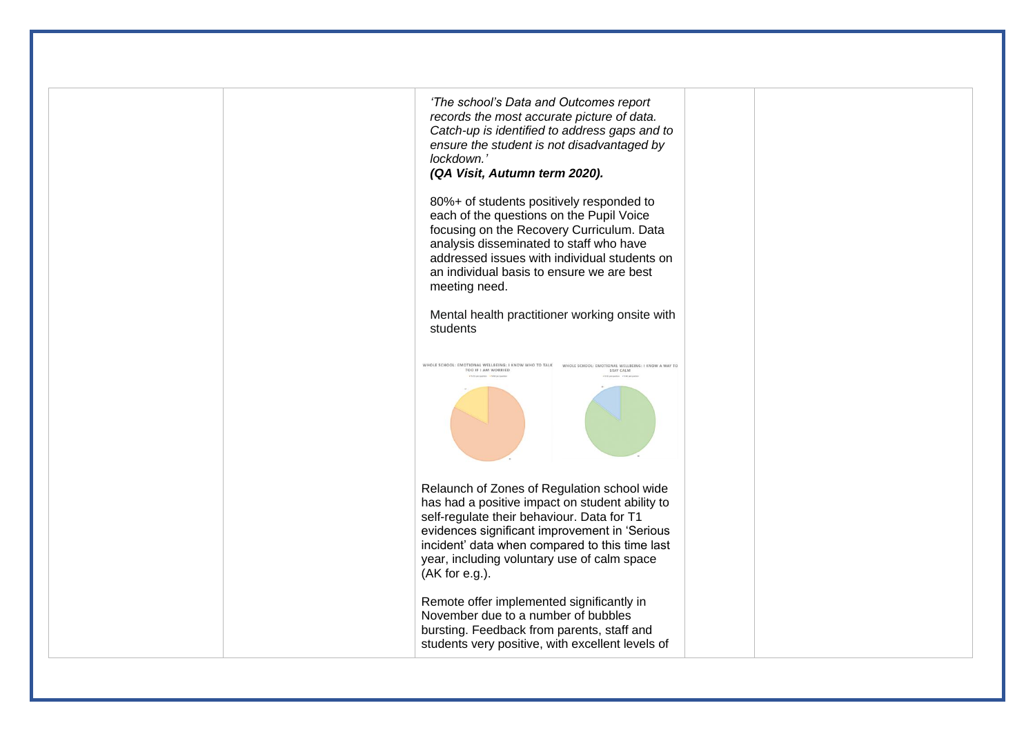|  |  |  |  |  |
| --- | --- | --- | --- | --- |
|  |  | *'The school's Data and Outcomes report records the most accurate picture of data. Catch-up is identified to address gaps and to ensure the student is not disadvantaged by lockdown.'* ***(QA Visit, Autumn term 2020).*** <br><br> 80%+ of students positively responded to each of the questions on the Pupil Voice focusing on the Recovery Curriculum. Data analysis disseminated to staff who have addressed issues with individual students on an individual basis to ensure we are best meeting need. <br><br> Mental health practitioner working onsite with students <br><br> WHOLE SCHOOL: EMOTIONAL WELLBEING: I KNOW WHO TO TALK TOO IF I AM WORRIED <br> WHOLE SCHOOL: EMOTIONAL WELLBEING: I KNOW A WAY TO STAY CALM <br><br> Relaunch of Zones of Regulation school wide has had a positive impact on student ability to self-regulate their behaviour. Data for T1 evidences significant improvement in 'Serious incident' data when compared to this time last year, including voluntary use of calm space (AK for e.g.). <br><br> Remote offer implemented significantly in November due to a number of bubbles bursting. Feedback from parents, staff and students very positive, with excellent levels of |  |  |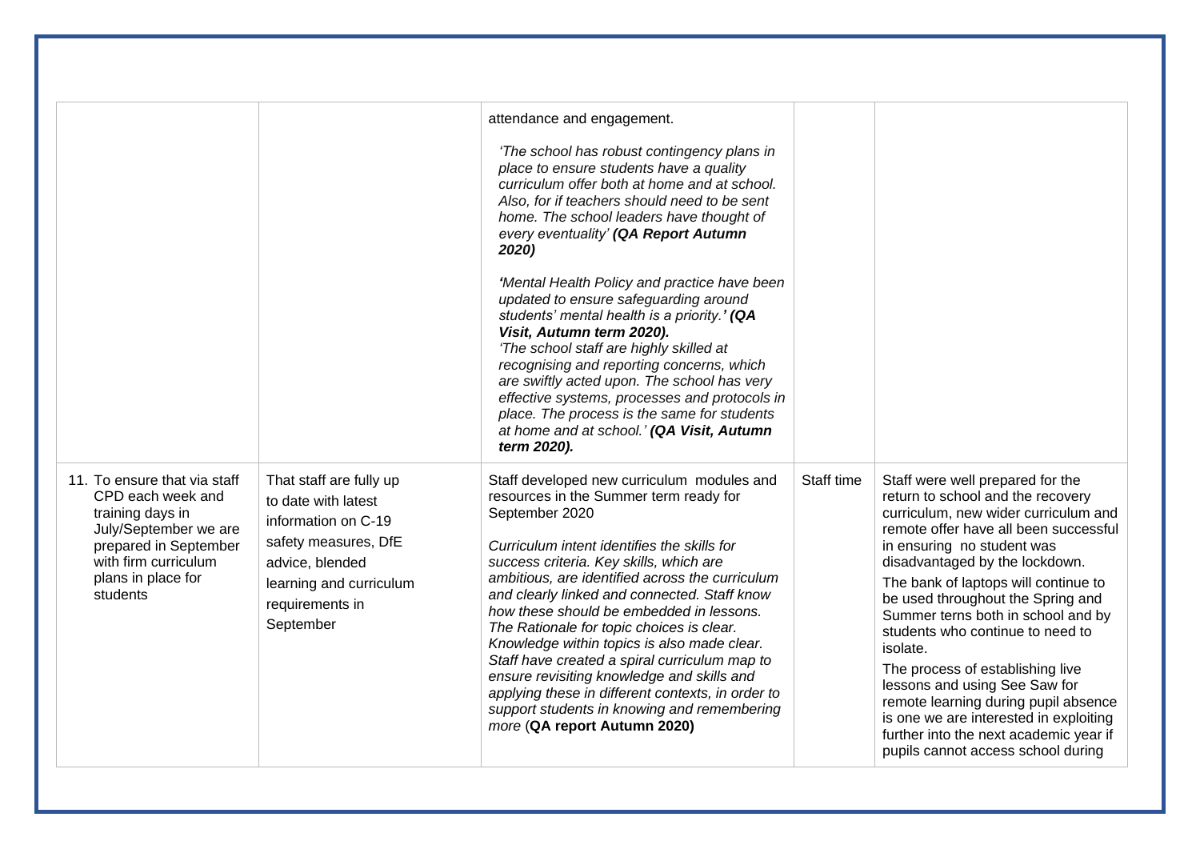| | | | | |
|---|---|---|---|---|
| | | attendance and engagement.<br><br>*'The school has robust contingency plans in place to ensure students have a quality curriculum offer both at home and at school. Also, for if teachers should need to be sent home. The school leaders have thought of every eventuality'* ***(QA Report Autumn 2020)***<br><br>*'Mental Health Policy and practice have been updated to ensure safeguarding around students' mental health is a priority.'* ***(QA Visit, Autumn term 2020).***<br>*'The school staff are highly skilled at recognising and reporting concerns, which are swiftly acted upon. The school has very effective systems, processes and protocols in place. The process is the same for students at home and at school.'* ***(QA Visit, Autumn term 2020).*** | | |
| 11. To ensure that via staff CPD each week and training days in July/September we are prepared in September with firm curriculum plans in place for students | That staff are fully up to date with latest information on C-19 safety measures, DfE advice, blended learning and curriculum requirements in September | Staff developed new curriculum modules and resources in the Summer term ready for September 2020<br><br>*Curriculum intent identifies the skills for success criteria. Key skills, which are ambitious, are identified across the curriculum and clearly linked and connected. Staff know how these should be embedded in lessons. The Rationale for topic choices is clear. Knowledge within topics is also made clear. Staff have created a spiral curriculum map to ensure revisiting knowledge and skills and applying these in different contexts, in order to support students in knowing and remembering more* (**QA report Autumn 2020)** | Staff time | Staff were well prepared for the return to school and the recovery curriculum, new wider curriculum and remote offer have all been successful in ensuring no student was disadvantaged by the lockdown.<br><br>The bank of laptops will continue to be used throughout the Spring and Summer terns both in school and by students who continue to need to isolate.<br><br>The process of establishing live lessons and using See Saw for remote learning during pupil absence is one we are interested in exploiting further into the next academic year if pupils cannot access school during |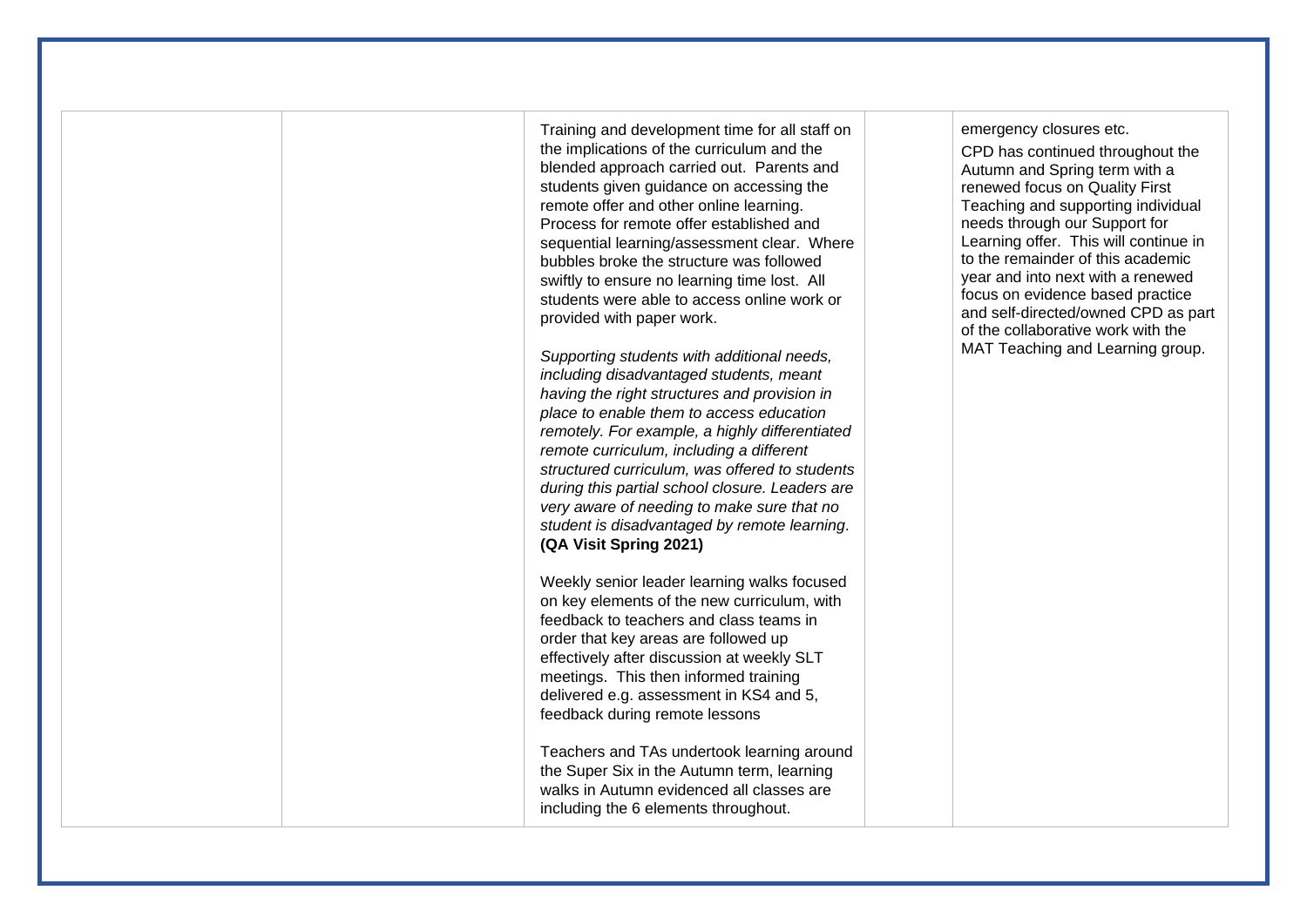|  |  |  |  |  |
| --- | --- | --- | --- | --- |
|  |  | Training and development time for all staff on the implications of the curriculum and the blended approach carried out. Parents and students given guidance on accessing the remote offer and other online learning. Process for remote offer established and sequential learning/assessment clear. Where bubbles broke the structure was followed swiftly to ensure no learning time lost. All students were able to access online work or provided with paper work.<br><br>*Supporting students with additional needs, including disadvantaged students, meant having the right structures and provision in place to enable them to access education remotely. For example, a highly differentiated remote curriculum, including a different structured curriculum, was offered to students during this partial school closure. Leaders are very aware of needing to make sure that no student is disadvantaged by remote learning*. **(QA Visit Spring 2021)**<br><br>Weekly senior leader learning walks focused on key elements of the new curriculum, with feedback to teachers and class teams in order that key areas are followed up effectively after discussion at weekly SLT meetings. This then informed training delivered e.g. assessment in KS4 and 5, feedback during remote lessons<br><br>Teachers and TAs undertook learning around the Super Six in the Autumn term, learning walks in Autumn evidenced all classes are including the 6 elements throughout. |  | emergency closures etc.<br><br>CPD has continued throughout the Autumn and Spring term with a renewed focus on Quality First Teaching and supporting individual needs through our Support for Learning offer. This will continue in to the remainder of this academic year and into next with a renewed focus on evidence based practice and self-directed/owned CPD as part of the collaborative work with the MAT Teaching and Learning group. |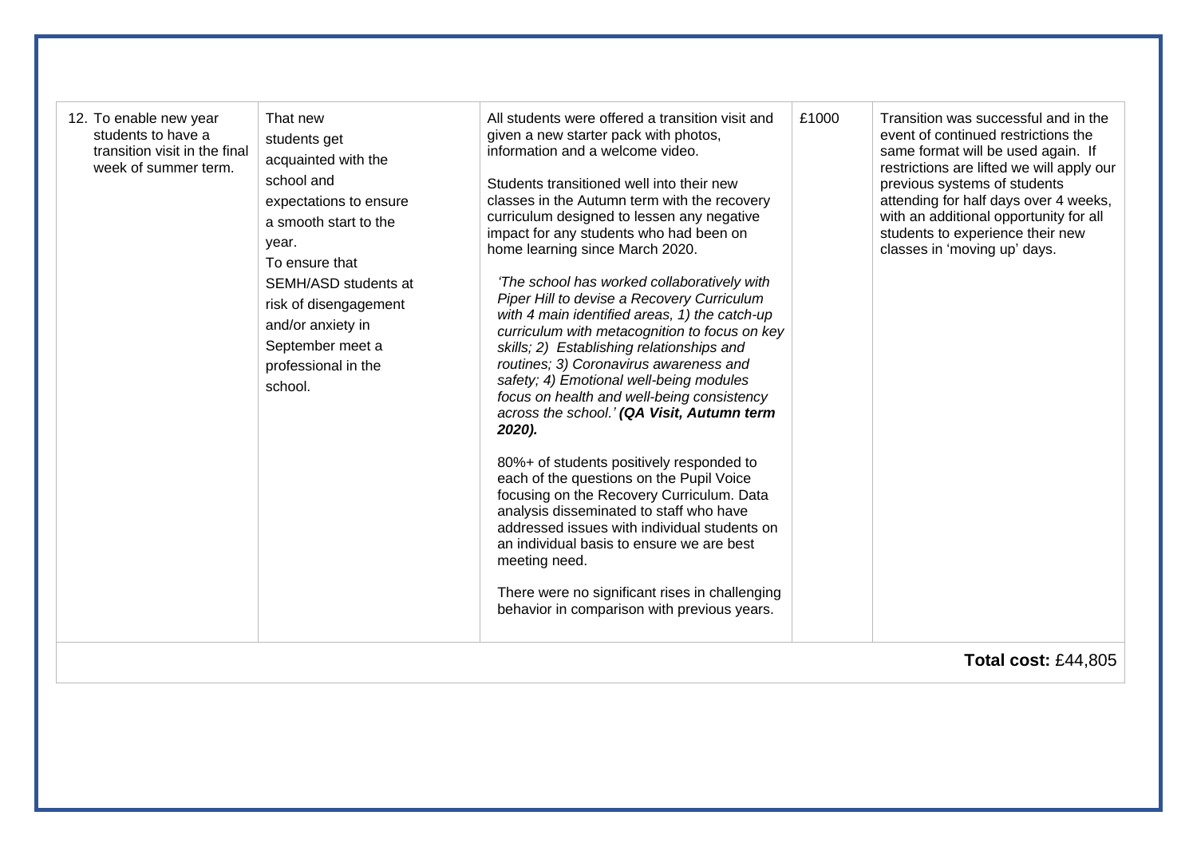| | | | | |
|---|---|---|---|---|
| 12. To enable new year students to have a transition visit in the final week of summer term. | That new students get acquainted with the school and expectations to ensure a smooth start to the year.<br>To ensure that SEMH/ASD students at risk of disengagement and/or anxiety in September meet a professional in the school. | All students were offered a transition visit and given a new starter pack with photos, information and a welcome video.<br><br>Students transitioned well into their new classes in the Autumn term with the recovery curriculum designed to lessen any negative impact for any students who had been on home learning since March 2020.<br><br>*'The school has worked collaboratively with Piper Hill to devise a Recovery Curriculum with 4 main identified areas, 1) the catch-up curriculum with metacognition to focus on key skills; 2) Establishing relationships and routines; 3) Coronavirus awareness and safety; 4) Emotional well-being modules focus on health and well-being consistency across the school.'* ***(QA Visit, Autumn term 2020).***<br><br>80%+ of students positively responded to each of the questions on the Pupil Voice focusing on the Recovery Curriculum. Data analysis disseminated to staff who have addressed issues with individual students on an individual basis to ensure we are best meeting need.<br><br>There were no significant rises in challenging behavior in comparison with previous years. | £1000 | Transition was successful and in the event of continued restrictions the same format will be used again. If restrictions are lifted we will apply our previous systems of students attending for half days over 4 weeks, with an additional opportunity for all students to experience their new classes in 'moving up' days. |
| | | | | **Total cost:** £44,805 |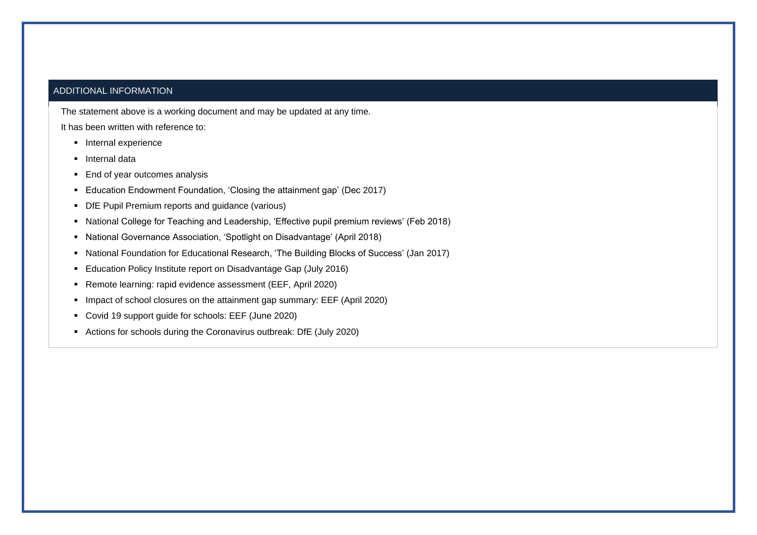## ADDITIONAL INFORMATION

The statement above is a working document and may be updated at any time.

It has been written with reference to:

- Internal experience
- Internal data
- End of year outcomes analysis
- Education Endowment Foundation, 'Closing the attainment gap' (Dec 2017)
- DfE Pupil Premium reports and guidance (various)
- National College for Teaching and Leadership, 'Effective pupil premium reviews' (Feb 2018)
- National Governance Association, 'Spotlight on Disadvantage' (April 2018)
- National Foundation for Educational Research, 'The Building Blocks of Success' (Jan 2017)
- Education Policy Institute report on Disadvantage Gap (July 2016)
- Remote learning: rapid evidence assessment (EEF, April 2020)
- Impact of school closures on the attainment gap summary: EEF (April 2020)
- Covid 19 support guide for schools: EEF (June 2020)
- Actions for schools during the Coronavirus outbreak: DfE (July 2020)